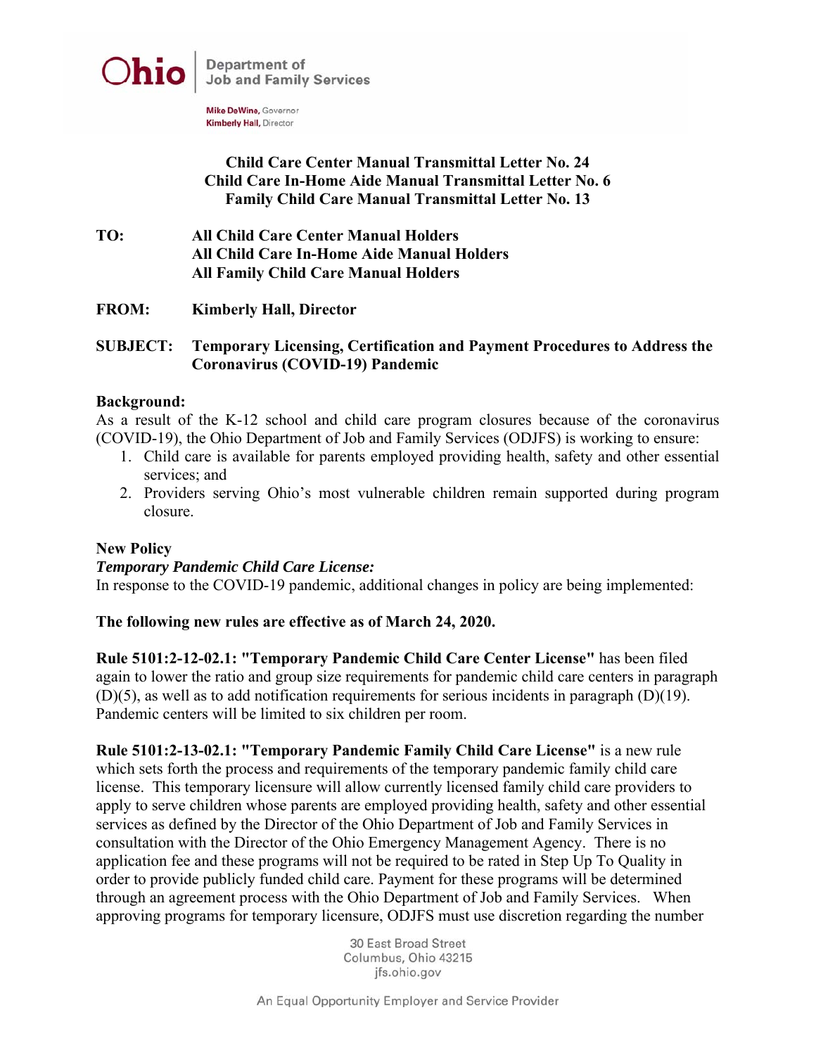Ohio | Department of Job and Family Services

Mike DeWine, Governor
Kimberly Hall, Director

**Child Care Center Manual Transmittal Letter No. 24**
**Child Care In-Home Aide Manual Transmittal Letter No. 6**
**Family Child Care Manual Transmittal Letter No. 13**

**TO:** **All Child Care Center Manual Holders**
**All Child Care In-Home Aide Manual Holders**
**All Family Child Care Manual Holders**

**FROM:** **Kimberly Hall, Director**

**SUBJECT:** **Temporary Licensing, Certification and Payment Procedures to Address the Coronavirus (COVID-19) Pandemic**

**Background:**
As a result of the K-12 school and child care program closures because of the coronavirus (COVID-19), the Ohio Department of Job and Family Services (ODJFS) is working to ensure:

1. Child care is available for parents employed providing health, safety and other essential services; and
2. Providers serving Ohio's most vulnerable children remain supported during program closure.

**New Policy**
***Temporary Pandemic Child Care License:***
In response to the COVID-19 pandemic, additional changes in policy are being implemented:

**The following new rules are effective as of March 24, 2020.**

**Rule 5101:2-12-02.1: "Temporary Pandemic Child Care Center License"** has been filed again to lower the ratio and group size requirements for pandemic child care centers in paragraph (D)(5), as well as to add notification requirements for serious incidents in paragraph (D)(19). Pandemic centers will be limited to six children per room.

**Rule 5101:2-13-02.1: "Temporary Pandemic Family Child Care License"** is a new rule which sets forth the process and requirements of the temporary pandemic family child care license. This temporary licensure will allow currently licensed family child care providers to apply to serve children whose parents are employed providing health, safety and other essential services as defined by the Director of the Ohio Department of Job and Family Services in consultation with the Director of the Ohio Emergency Management Agency. There is no application fee and these programs will not be required to be rated in Step Up To Quality in order to provide publicly funded child care. Payment for these programs will be determined through an agreement process with the Ohio Department of Job and Family Services. When approving programs for temporary licensure, ODJFS must use discretion regarding the number

30 East Broad Street
Columbus, Ohio 43215
jfs.ohio.gov

An Equal Opportunity Employer and Service Provider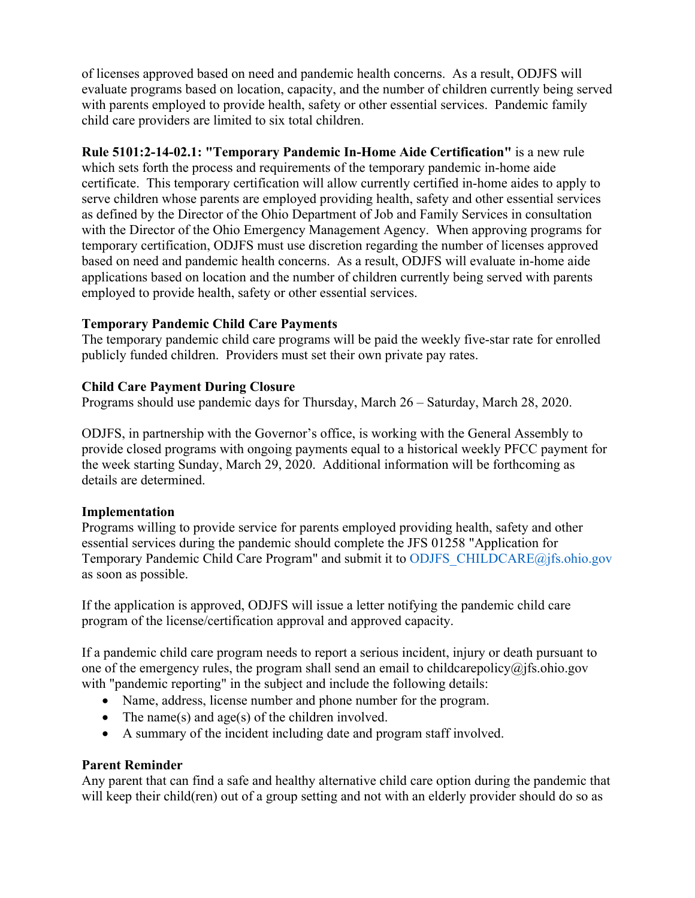of licenses approved based on need and pandemic health concerns. As a result, ODJFS will evaluate programs based on location, capacity, and the number of children currently being served with parents employed to provide health, safety or other essential services. Pandemic family child care providers are limited to six total children.

**Rule 5101:2-14-02.1: "Temporary Pandemic In-Home Aide Certification"** is a new rule which sets forth the process and requirements of the temporary pandemic in-home aide certificate. This temporary certification will allow currently certified in-home aides to apply to serve children whose parents are employed providing health, safety and other essential services as defined by the Director of the Ohio Department of Job and Family Services in consultation with the Director of the Ohio Emergency Management Agency. When approving programs for temporary certification, ODJFS must use discretion regarding the number of licenses approved based on need and pandemic health concerns. As a result, ODJFS will evaluate in-home aide applications based on location and the number of children currently being served with parents employed to provide health, safety or other essential services.

**Temporary Pandemic Child Care Payments**
The temporary pandemic child care programs will be paid the weekly five-star rate for enrolled publicly funded children. Providers must set their own private pay rates.

**Child Care Payment During Closure**
Programs should use pandemic days for Thursday, March 26 – Saturday, March 28, 2020.

ODJFS, in partnership with the Governor's office, is working with the General Assembly to provide closed programs with ongoing payments equal to a historical weekly PFCC payment for the week starting Sunday, March 29, 2020. Additional information will be forthcoming as details are determined.

**Implementation**
Programs willing to provide service for parents employed providing health, safety and other essential services during the pandemic should complete the JFS 01258 "Application for Temporary Pandemic Child Care Program" and submit it to ODJFS_CHILDCARE@jfs.ohio.gov as soon as possible.

If the application is approved, ODJFS will issue a letter notifying the pandemic child care program of the license/certification approval and approved capacity.

If a pandemic child care program needs to report a serious incident, injury or death pursuant to one of the emergency rules, the program shall send an email to childcarepolicy@jfs.ohio.gov with "pandemic reporting" in the subject and include the following details:

- Name, address, license number and phone number for the program.
- The name(s) and age(s) of the children involved.
- A summary of the incident including date and program staff involved.

**Parent Reminder**
Any parent that can find a safe and healthy alternative child care option during the pandemic that will keep their child(ren) out of a group setting and not with an elderly provider should do so as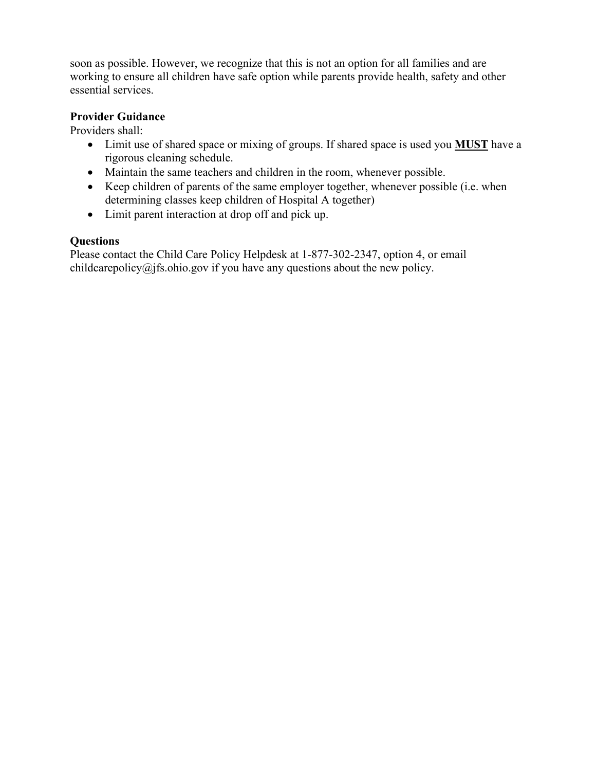soon as possible. However, we recognize that this is not an option for all families and are working to ensure all children have safe option while parents provide health, safety and other essential services.

**Provider Guidance**

Providers shall:

- Limit use of shared space or mixing of groups. If shared space is used you **MUST** have a rigorous cleaning schedule.
- Maintain the same teachers and children in the room, whenever possible.
- Keep children of parents of the same employer together, whenever possible (i.e. when determining classes keep children of Hospital A together)
- Limit parent interaction at drop off and pick up.

**Questions**

Please contact the Child Care Policy Helpdesk at 1-877-302-2347, option 4, or email childcarepolicy@jfs.ohio.gov if you have any questions about the new policy.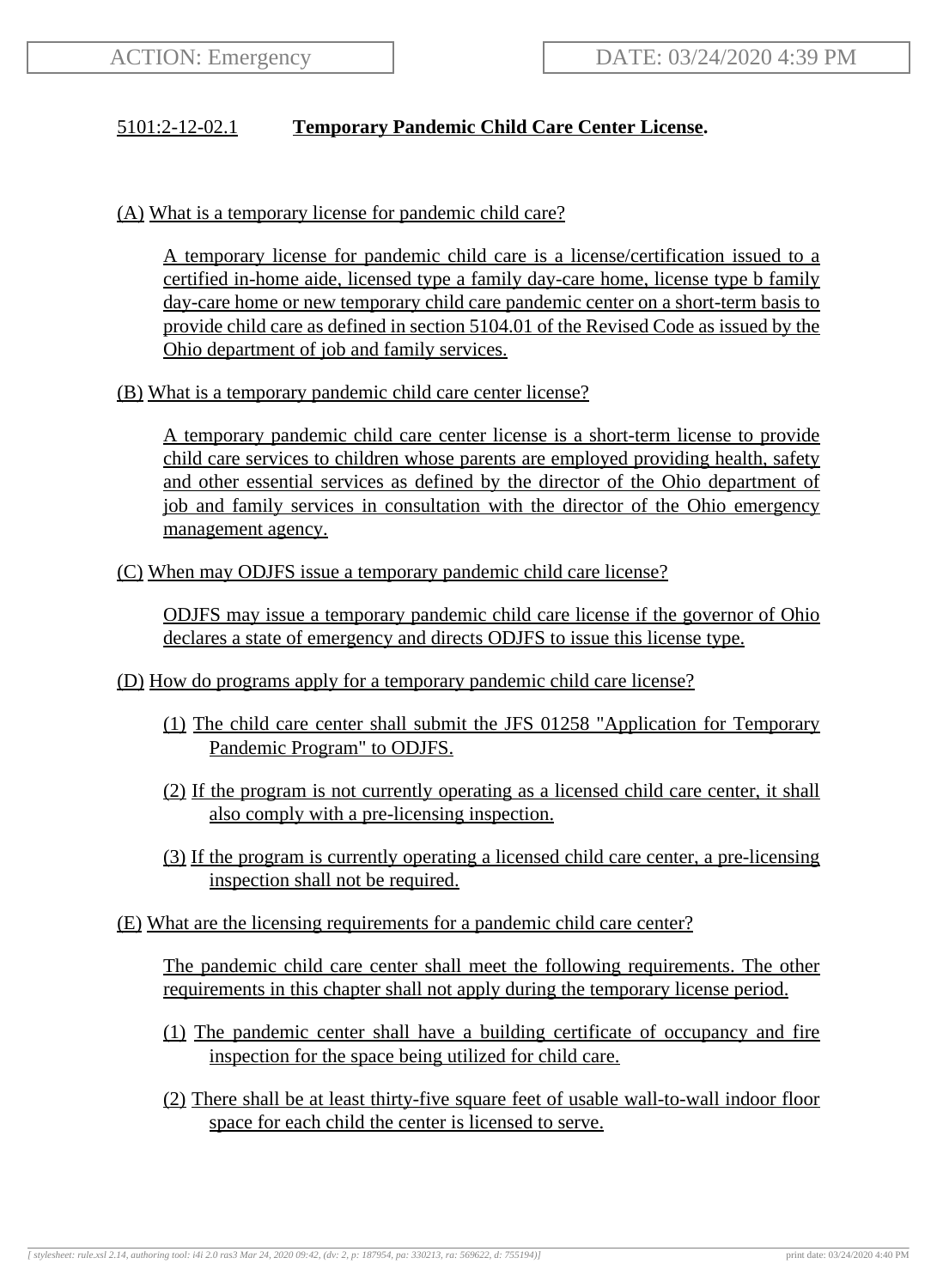ACTION: Emergency

DATE: 03/24/2020 4:39 PM

5101:2-12-02.1 **Temporary Pandemic Child Care Center License.**

(A) What is a temporary license for pandemic child care?

A temporary license for pandemic child care is a license/certification issued to a certified in-home aide, licensed type a family day-care home, license type b family day-care home or new temporary child care pandemic center on a short-term basis to provide child care as defined in section 5104.01 of the Revised Code as issued by the Ohio department of job and family services.

(B) What is a temporary pandemic child care center license?

A temporary pandemic child care center license is a short-term license to provide child care services to children whose parents are employed providing health, safety and other essential services as defined by the director of the Ohio department of job and family services in consultation with the director of the Ohio emergency management agency.

(C) When may ODJFS issue a temporary pandemic child care license?

ODJFS may issue a temporary pandemic child care license if the governor of Ohio declares a state of emergency and directs ODJFS to issue this license type.

(D) How do programs apply for a temporary pandemic child care license?

(1) The child care center shall submit the JFS 01258 "Application for Temporary Pandemic Program" to ODJFS.

(2) If the program is not currently operating as a licensed child care center, it shall also comply with a pre-licensing inspection.

(3) If the program is currently operating a licensed child care center, a pre-licensing inspection shall not be required.

(E) What are the licensing requirements for a pandemic child care center?

The pandemic child care center shall meet the following requirements. The other requirements in this chapter shall not apply during the temporary license period.

(1) The pandemic center shall have a building certificate of occupancy and fire inspection for the space being utilized for child care.

(2) There shall be at least thirty-five square feet of usable wall-to-wall indoor floor space for each child the center is licensed to serve.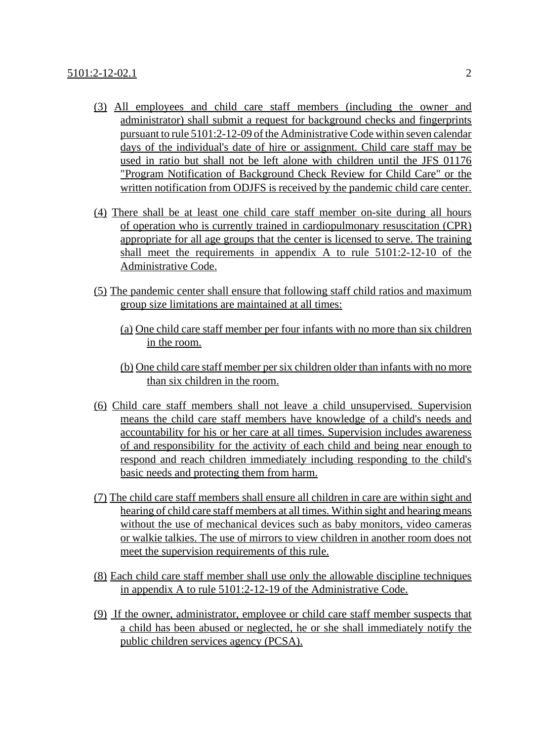(3) All employees and child care staff members (including the owner and administrator) shall submit a request for background checks and fingerprints pursuant to rule 5101:2-12-09 of the Administrative Code within seven calendar days of the individual's date of hire or assignment. Child care staff may be used in ratio but shall not be left alone with children until the JFS 01176 "Program Notification of Background Check Review for Child Care" or the written notification from ODJFS is received by the pandemic child care center.

(4) There shall be at least one child care staff member on-site during all hours of operation who is currently trained in cardiopulmonary resuscitation (CPR) appropriate for all age groups that the center is licensed to serve. The training shall meet the requirements in appendix A to rule 5101:2-12-10 of the Administrative Code.

(5) The pandemic center shall ensure that following staff child ratios and maximum group size limitations are maintained at all times:

(a) One child care staff member per four infants with no more than six children in the room.

(b) One child care staff member per six children older than infants with no more than six children in the room.

(6) Child care staff members shall not leave a child unsupervised. Supervision means the child care staff members have knowledge of a child's needs and accountability for his or her care at all times. Supervision includes awareness of and responsibility for the activity of each child and being near enough to respond and reach children immediately including responding to the child's basic needs and protecting them from harm.

(7) The child care staff members shall ensure all children in care are within sight and hearing of child care staff members at all times. Within sight and hearing means without the use of mechanical devices such as baby monitors, video cameras or walkie talkies. The use of mirrors to view children in another room does not meet the supervision requirements of this rule.

(8) Each child care staff member shall use only the allowable discipline techniques in appendix A to rule 5101:2-12-19 of the Administrative Code.

(9) If the owner, administrator, employee or child care staff member suspects that a child has been abused or neglected, he or she shall immediately notify the public children services agency (PCSA).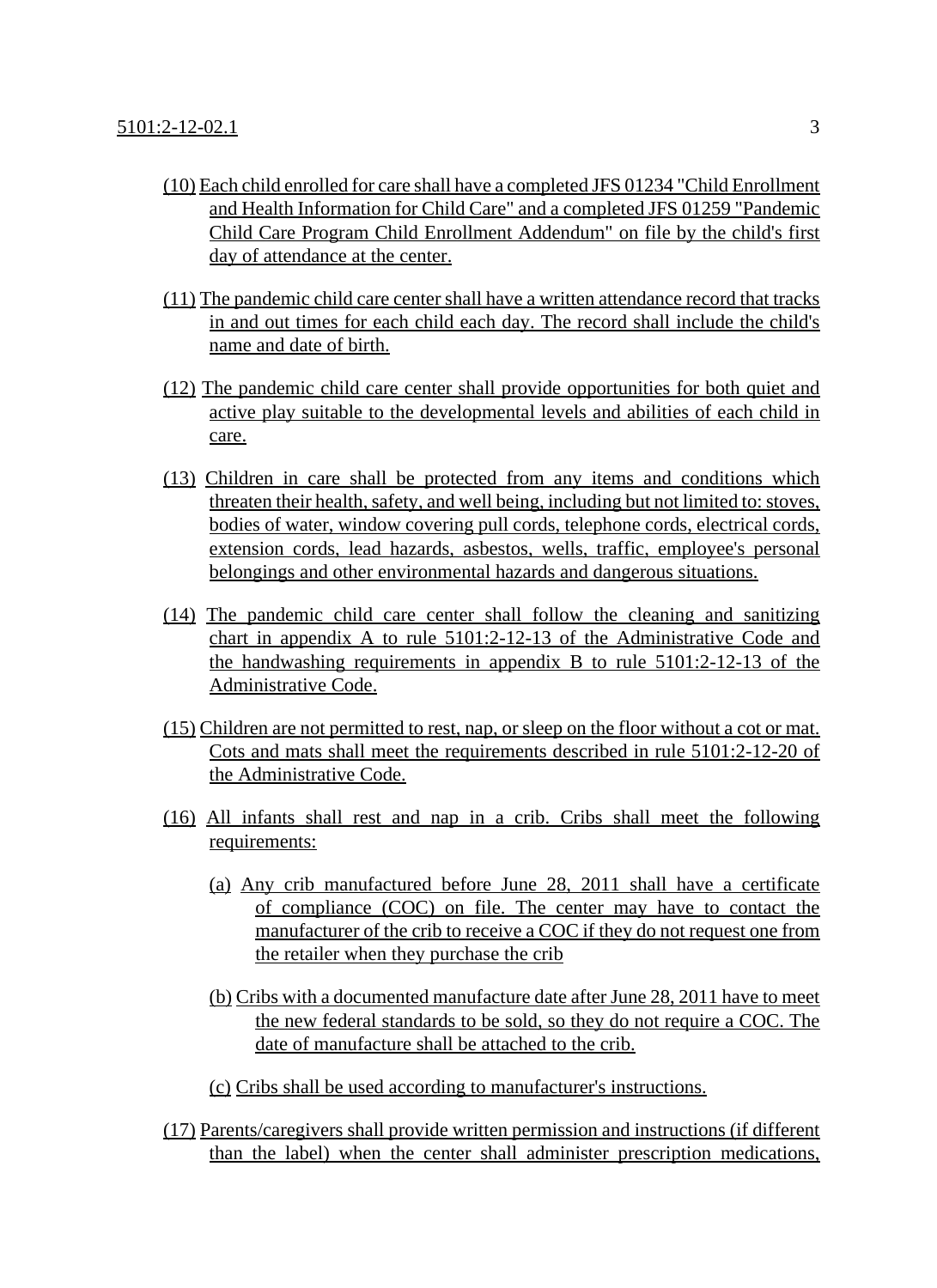(10) Each child enrolled for care shall have a completed JFS 01234 "Child Enrollment and Health Information for Child Care" and a completed JFS 01259 "Pandemic Child Care Program Child Enrollment Addendum" on file by the child's first day of attendance at the center.

(11) The pandemic child care center shall have a written attendance record that tracks in and out times for each child each day. The record shall include the child's name and date of birth.

(12) The pandemic child care center shall provide opportunities for both quiet and active play suitable to the developmental levels and abilities of each child in care.

(13) Children in care shall be protected from any items and conditions which threaten their health, safety, and well being, including but not limited to: stoves, bodies of water, window covering pull cords, telephone cords, electrical cords, extension cords, lead hazards, asbestos, wells, traffic, employee's personal belongings and other environmental hazards and dangerous situations.

(14) The pandemic child care center shall follow the cleaning and sanitizing chart in appendix A to rule 5101:2-12-13 of the Administrative Code and the handwashing requirements in appendix B to rule 5101:2-12-13 of the Administrative Code.

(15) Children are not permitted to rest, nap, or sleep on the floor without a cot or mat. Cots and mats shall meet the requirements described in rule 5101:2-12-20 of the Administrative Code.

(16) All infants shall rest and nap in a crib. Cribs shall meet the following requirements:

   (a) Any crib manufactured before June 28, 2011 shall have a certificate of compliance (COC) on file. The center may have to contact the manufacturer of the crib to receive a COC if they do not request one from the retailer when they purchase the crib

   (b) Cribs with a documented manufacture date after June 28, 2011 have to meet the new federal standards to be sold, so they do not require a COC. The date of manufacture shall be attached to the crib.

   (c) Cribs shall be used according to manufacturer's instructions.

(17) Parents/caregivers shall provide written permission and instructions (if different than the label) when the center shall administer prescription medications,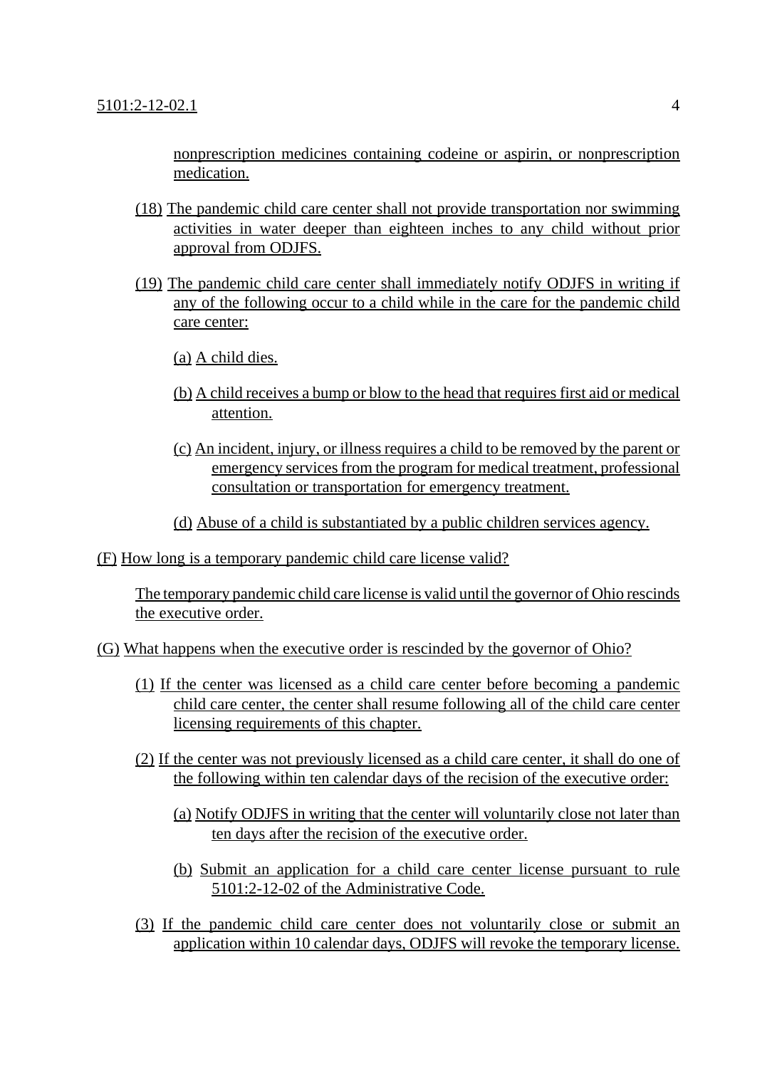nonprescription medicines containing codeine or aspirin, or nonprescription medication.

(18) The pandemic child care center shall not provide transportation nor swimming activities in water deeper than eighteen inches to any child without prior approval from ODJFS.

(19) The pandemic child care center shall immediately notify ODJFS in writing if any of the following occur to a child while in the care for the pandemic child care center:

(a) A child dies.

(b) A child receives a bump or blow to the head that requires first aid or medical attention.

(c) An incident, injury, or illness requires a child to be removed by the parent or emergency services from the program for medical treatment, professional consultation or transportation for emergency treatment.

(d) Abuse of a child is substantiated by a public children services agency.

(F) How long is a temporary pandemic child care license valid?

The temporary pandemic child care license is valid until the governor of Ohio rescinds the executive order.

(G) What happens when the executive order is rescinded by the governor of Ohio?

(1) If the center was licensed as a child care center before becoming a pandemic child care center, the center shall resume following all of the child care center licensing requirements of this chapter.

(2) If the center was not previously licensed as a child care center, it shall do one of the following within ten calendar days of the recision of the executive order:

(a) Notify ODJFS in writing that the center will voluntarily close not later than ten days after the recision of the executive order.

(b) Submit an application for a child care center license pursuant to rule 5101:2-12-02 of the Administrative Code.

(3) If the pandemic child care center does not voluntarily close or submit an application within 10 calendar days, ODJFS will revoke the temporary license.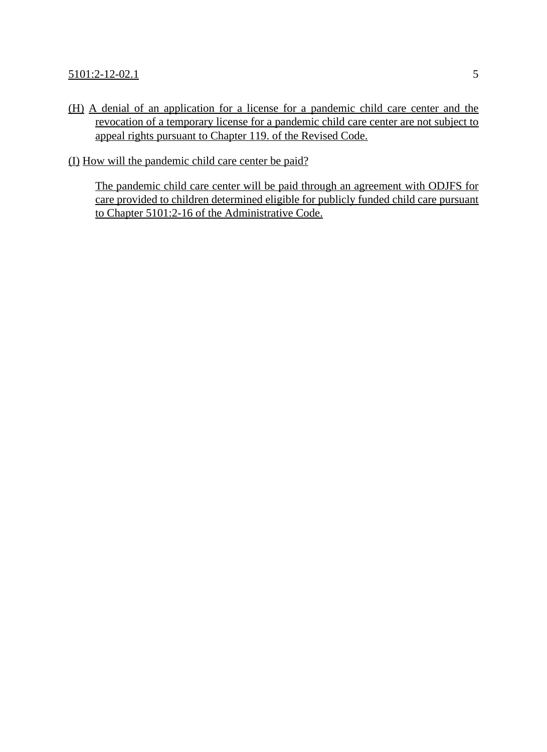(H) A denial of an application for a license for a pandemic child care center and the revocation of a temporary license for a pandemic child care center are not subject to appeal rights pursuant to Chapter 119. of the Revised Code.

(I) How will the pandemic child care center be paid?

The pandemic child care center will be paid through an agreement with ODJFS for care provided to children determined eligible for publicly funded child care pursuant to Chapter 5101:2-16 of the Administrative Code.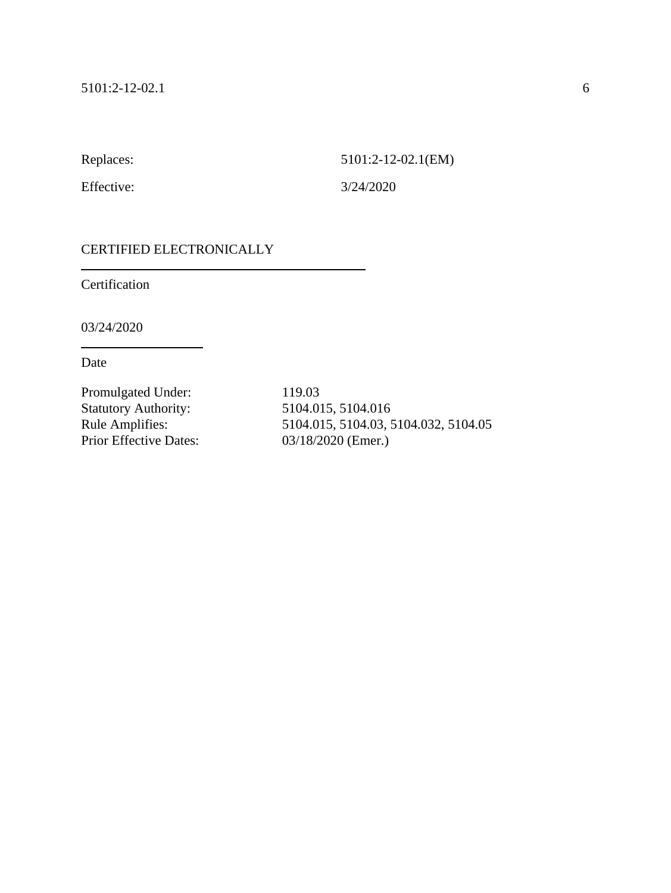Replaces: 5101:2-12-02.1(EM)

Effective: 3/24/2020

CERTIFIED ELECTRONICALLY

______________________________________

Certification

03/24/2020

________________

Date

Promulgated Under: 119.03
Statutory Authority: 5104.015, 5104.016
Rule Amplifies: 5104.015, 5104.03, 5104.032, 5104.05
Prior Effective Dates: 03/18/2020 (Emer.)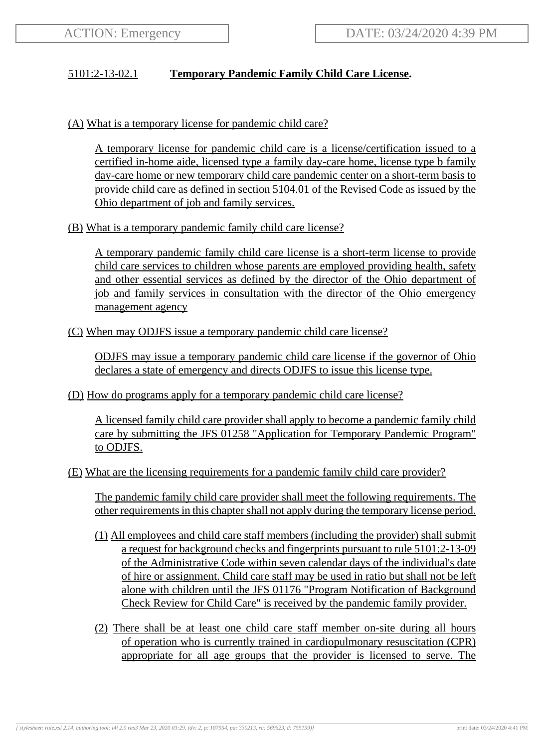ACTION: Emergency

DATE: 03/24/2020 4:39 PM

## 5101:2-13-02.1 **Temporary Pandemic Family Child Care License.**

(A) What is a temporary license for pandemic child care?

A temporary license for pandemic child care is a license/certification issued to a certified in-home aide, licensed type a family day-care home, license type b family day-care home or new temporary child care pandemic center on a short-term basis to provide child care as defined in section 5104.01 of the Revised Code as issued by the Ohio department of job and family services.

(B) What is a temporary pandemic family child care license?

A temporary pandemic family child care license is a short-term license to provide child care services to children whose parents are employed providing health, safety and other essential services as defined by the director of the Ohio department of job and family services in consultation with the director of the Ohio emergency management agency

(C) When may ODJFS issue a temporary pandemic child care license?

ODJFS may issue a temporary pandemic child care license if the governor of Ohio declares a state of emergency and directs ODJFS to issue this license type.

(D) How do programs apply for a temporary pandemic child care license?

A licensed family child care provider shall apply to become a pandemic family child care by submitting the JFS 01258 "Application for Temporary Pandemic Program" to ODJFS.

(E) What are the licensing requirements for a pandemic family child care provider?

The pandemic family child care provider shall meet the following requirements. The other requirements in this chapter shall not apply during the temporary license period.

(1) All employees and child care staff members (including the provider) shall submit a request for background checks and fingerprints pursuant to rule 5101:2-13-09 of the Administrative Code within seven calendar days of the individual's date of hire or assignment. Child care staff may be used in ratio but shall not be left alone with children until the JFS 01176 "Program Notification of Background Check Review for Child Care" is received by the pandemic family provider.

(2) There shall be at least one child care staff member on-site during all hours of operation who is currently trained in cardiopulmonary resuscitation (CPR) appropriate for all age groups that the provider is licensed to serve. The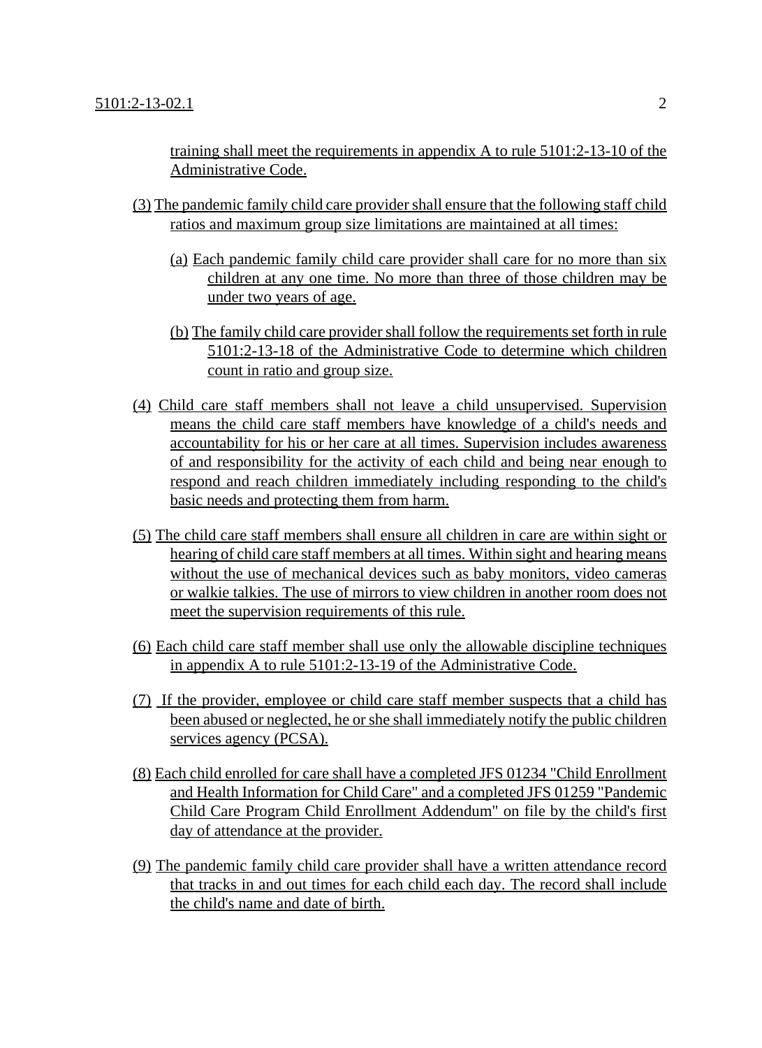training shall meet the requirements in appendix A to rule 5101:2-13-10 of the Administrative Code.

(3) The pandemic family child care provider shall ensure that the following staff child ratios and maximum group size limitations are maintained at all times:

(a) Each pandemic family child care provider shall care for no more than six children at any one time. No more than three of those children may be under two years of age.

(b) The family child care provider shall follow the requirements set forth in rule 5101:2-13-18 of the Administrative Code to determine which children count in ratio and group size.

(4) Child care staff members shall not leave a child unsupervised. Supervision means the child care staff members have knowledge of a child's needs and accountability for his or her care at all times. Supervision includes awareness of and responsibility for the activity of each child and being near enough to respond and reach children immediately including responding to the child's basic needs and protecting them from harm.

(5) The child care staff members shall ensure all children in care are within sight or hearing of child care staff members at all times. Within sight and hearing means without the use of mechanical devices such as baby monitors, video cameras or walkie talkies. The use of mirrors to view children in another room does not meet the supervision requirements of this rule.

(6) Each child care staff member shall use only the allowable discipline techniques in appendix A to rule 5101:2-13-19 of the Administrative Code.

(7) If the provider, employee or child care staff member suspects that a child has been abused or neglected, he or she shall immediately notify the public children services agency (PCSA).

(8) Each child enrolled for care shall have a completed JFS 01234 "Child Enrollment and Health Information for Child Care" and a completed JFS 01259 "Pandemic Child Care Program Child Enrollment Addendum" on file by the child's first day of attendance at the provider.

(9) The pandemic family child care provider shall have a written attendance record that tracks in and out times for each child each day. The record shall include the child's name and date of birth.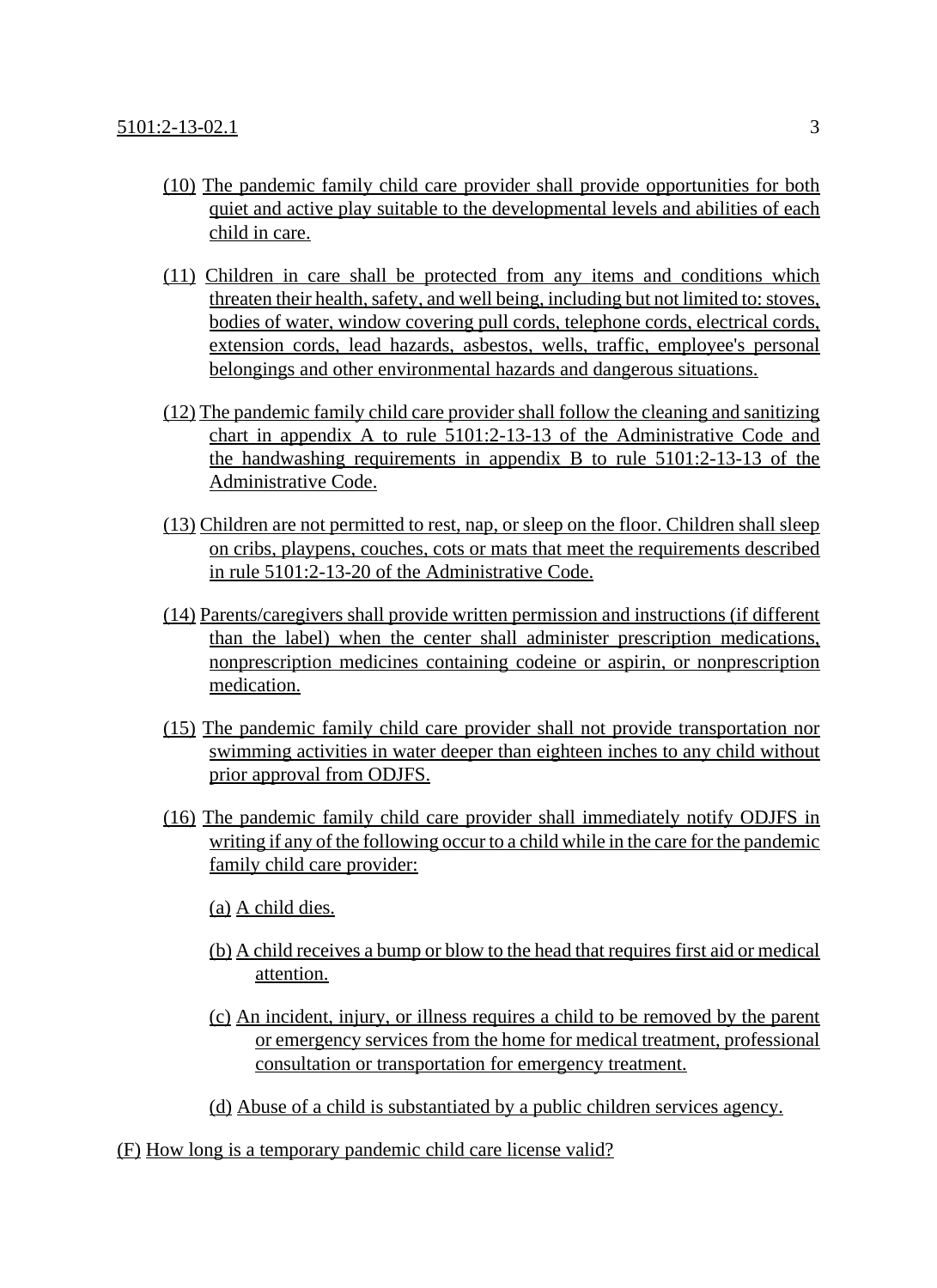(10) The pandemic family child care provider shall provide opportunities for both quiet and active play suitable to the developmental levels and abilities of each child in care.

(11) Children in care shall be protected from any items and conditions which threaten their health, safety, and well being, including but not limited to: stoves, bodies of water, window covering pull cords, telephone cords, electrical cords, extension cords, lead hazards, asbestos, wells, traffic, employee's personal belongings and other environmental hazards and dangerous situations.

(12) The pandemic family child care provider shall follow the cleaning and sanitizing chart in appendix A to rule 5101:2-13-13 of the Administrative Code and the handwashing requirements in appendix B to rule 5101:2-13-13 of the Administrative Code.

(13) Children are not permitted to rest, nap, or sleep on the floor. Children shall sleep on cribs, playpens, couches, cots or mats that meet the requirements described in rule 5101:2-13-20 of the Administrative Code.

(14) Parents/caregivers shall provide written permission and instructions (if different than the label) when the center shall administer prescription medications, nonprescription medicines containing codeine or aspirin, or nonprescription medication.

(15) The pandemic family child care provider shall not provide transportation nor swimming activities in water deeper than eighteen inches to any child without prior approval from ODJFS.

(16) The pandemic family child care provider shall immediately notify ODJFS in writing if any of the following occur to a child while in the care for the pandemic family child care provider:

(a) A child dies.

(b) A child receives a bump or blow to the head that requires first aid or medical attention.

(c) An incident, injury, or illness requires a child to be removed by the parent or emergency services from the home for medical treatment, professional consultation or transportation for emergency treatment.

(d) Abuse of a child is substantiated by a public children services agency.

(F) How long is a temporary pandemic child care license valid?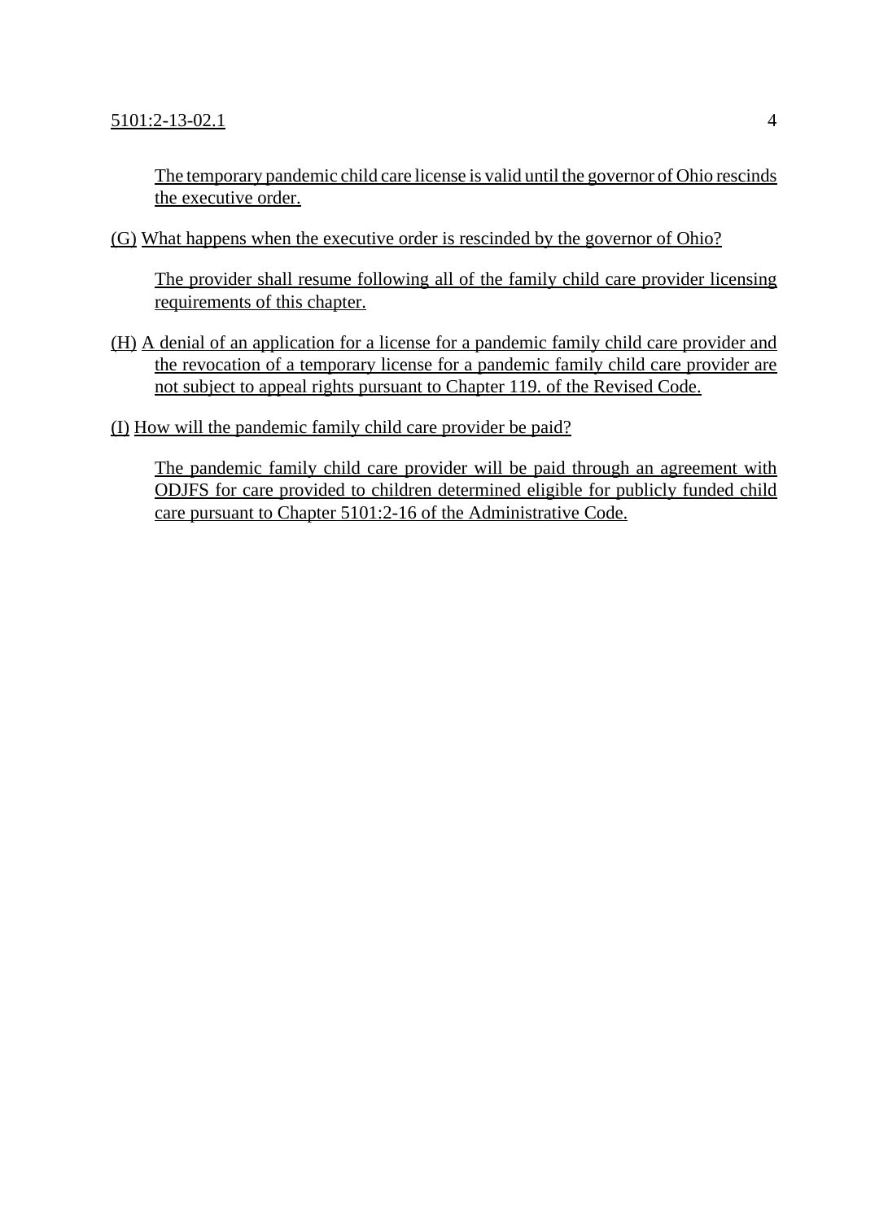The temporary pandemic child care license is valid until the governor of Ohio rescinds the executive order.

(G) What happens when the executive order is rescinded by the governor of Ohio?

The provider shall resume following all of the family child care provider licensing requirements of this chapter.

(H) A denial of an application for a license for a pandemic family child care provider and the revocation of a temporary license for a pandemic family child care provider are not subject to appeal rights pursuant to Chapter 119. of the Revised Code.

(I) How will the pandemic family child care provider be paid?

The pandemic family child care provider will be paid through an agreement with ODJFS for care provided to children determined eligible for publicly funded child care pursuant to Chapter 5101:2-16 of the Administrative Code.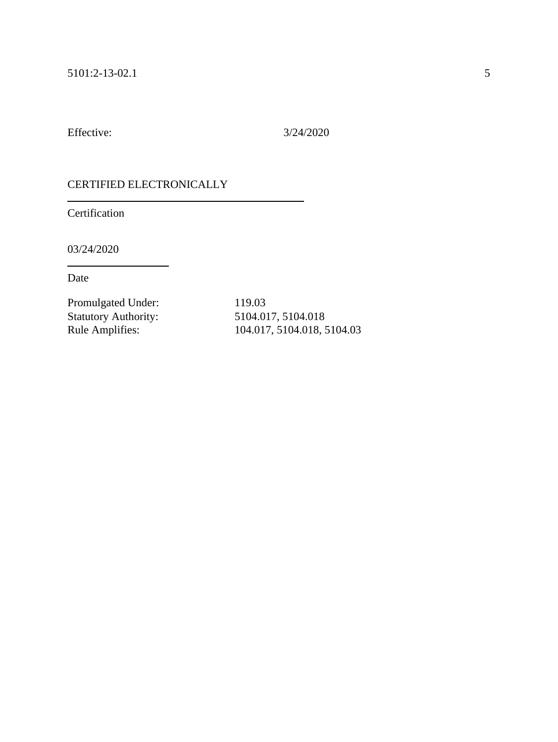Effective: 3/24/2020

CERTIFIED ELECTRONICALLY

Certification

03/24/2020

Date

Promulgated Under: 119.03
Statutory Authority: 5104.017, 5104.018
Rule Amplifies: 104.017, 5104.018, 5104.03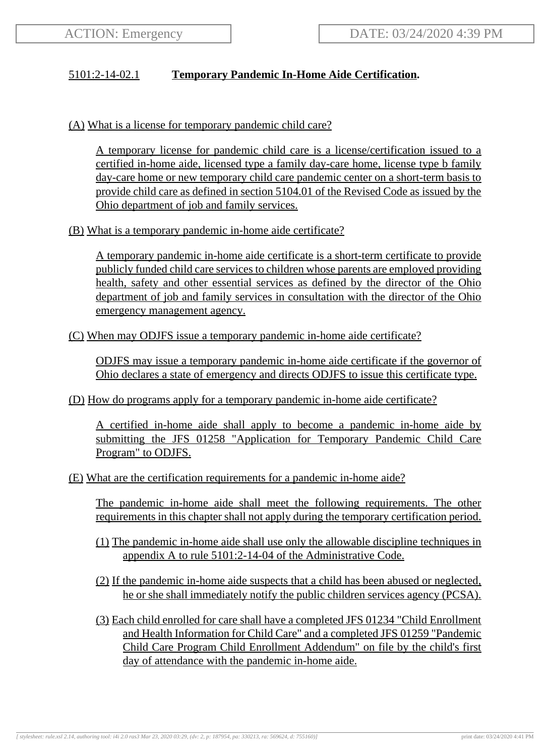ACTION: Emergency

DATE: 03/24/2020 4:39 PM

## 5101:2-14-02.1 **Temporary Pandemic In-Home Aide Certification.**

(A) What is a license for temporary pandemic child care?

A temporary license for pandemic child care is a license/certification issued to a certified in-home aide, licensed type a family day-care home, license type b family day-care home or new temporary child care pandemic center on a short-term basis to provide child care as defined in section 5104.01 of the Revised Code as issued by the Ohio department of job and family services.

(B) What is a temporary pandemic in-home aide certificate?

A temporary pandemic in-home aide certificate is a short-term certificate to provide publicly funded child care services to children whose parents are employed providing health, safety and other essential services as defined by the director of the Ohio department of job and family services in consultation with the director of the Ohio emergency management agency.

(C) When may ODJFS issue a temporary pandemic in-home aide certificate?

ODJFS may issue a temporary pandemic in-home aide certificate if the governor of Ohio declares a state of emergency and directs ODJFS to issue this certificate type.

(D) How do programs apply for a temporary pandemic in-home aide certificate?

A certified in-home aide shall apply to become a pandemic in-home aide by submitting the JFS 01258 "Application for Temporary Pandemic Child Care Program" to ODJFS.

(E) What are the certification requirements for a pandemic in-home aide?

The pandemic in-home aide shall meet the following requirements. The other requirements in this chapter shall not apply during the temporary certification period.

(1) The pandemic in-home aide shall use only the allowable discipline techniques in appendix A to rule 5101:2-14-04 of the Administrative Code.

(2) If the pandemic in-home aide suspects that a child has been abused or neglected, he or she shall immediately notify the public children services agency (PCSA).

(3) Each child enrolled for care shall have a completed JFS 01234 "Child Enrollment and Health Information for Child Care" and a completed JFS 01259 "Pandemic Child Care Program Child Enrollment Addendum" on file by the child's first day of attendance with the pandemic in-home aide.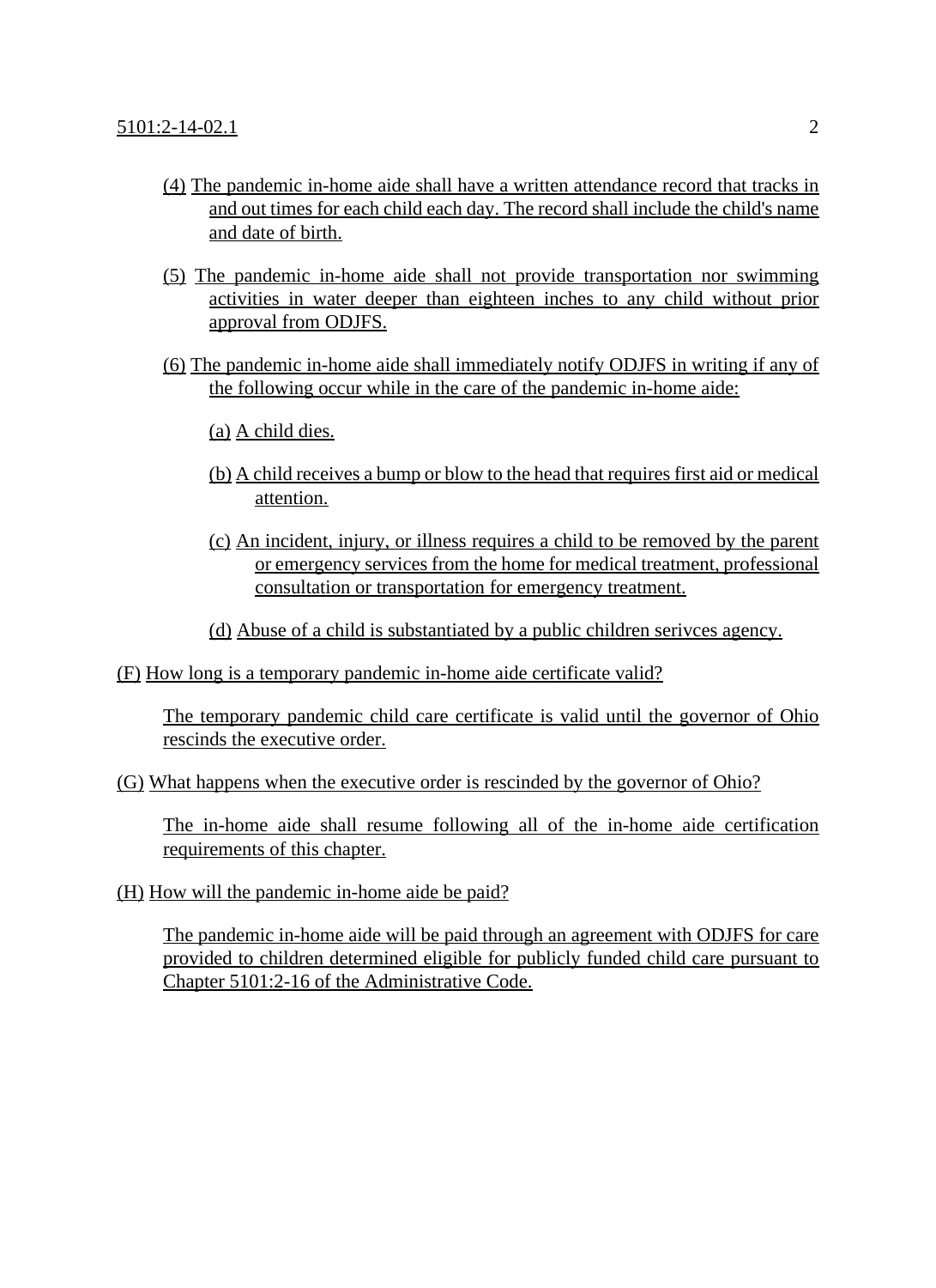(4) The pandemic in-home aide shall have a written attendance record that tracks in and out times for each child each day. The record shall include the child's name and date of birth.

(5) The pandemic in-home aide shall not provide transportation nor swimming activities in water deeper than eighteen inches to any child without prior approval from ODJFS.

(6) The pandemic in-home aide shall immediately notify ODJFS in writing if any of the following occur while in the care of the pandemic in-home aide:

(a) A child dies.

(b) A child receives a bump or blow to the head that requires first aid or medical attention.

(c) An incident, injury, or illness requires a child to be removed by the parent or emergency services from the home for medical treatment, professional consultation or transportation for emergency treatment.

(d) Abuse of a child is substantiated by a public children serivces agency.

(F) How long is a temporary pandemic in-home aide certificate valid?

The temporary pandemic child care certificate is valid until the governor of Ohio rescinds the executive order.

(G) What happens when the executive order is rescinded by the governor of Ohio?

The in-home aide shall resume following all of the in-home aide certification requirements of this chapter.

(H) How will the pandemic in-home aide be paid?

The pandemic in-home aide will be paid through an agreement with ODJFS for care provided to children determined eligible for publicly funded child care pursuant to Chapter 5101:2-16 of the Administrative Code.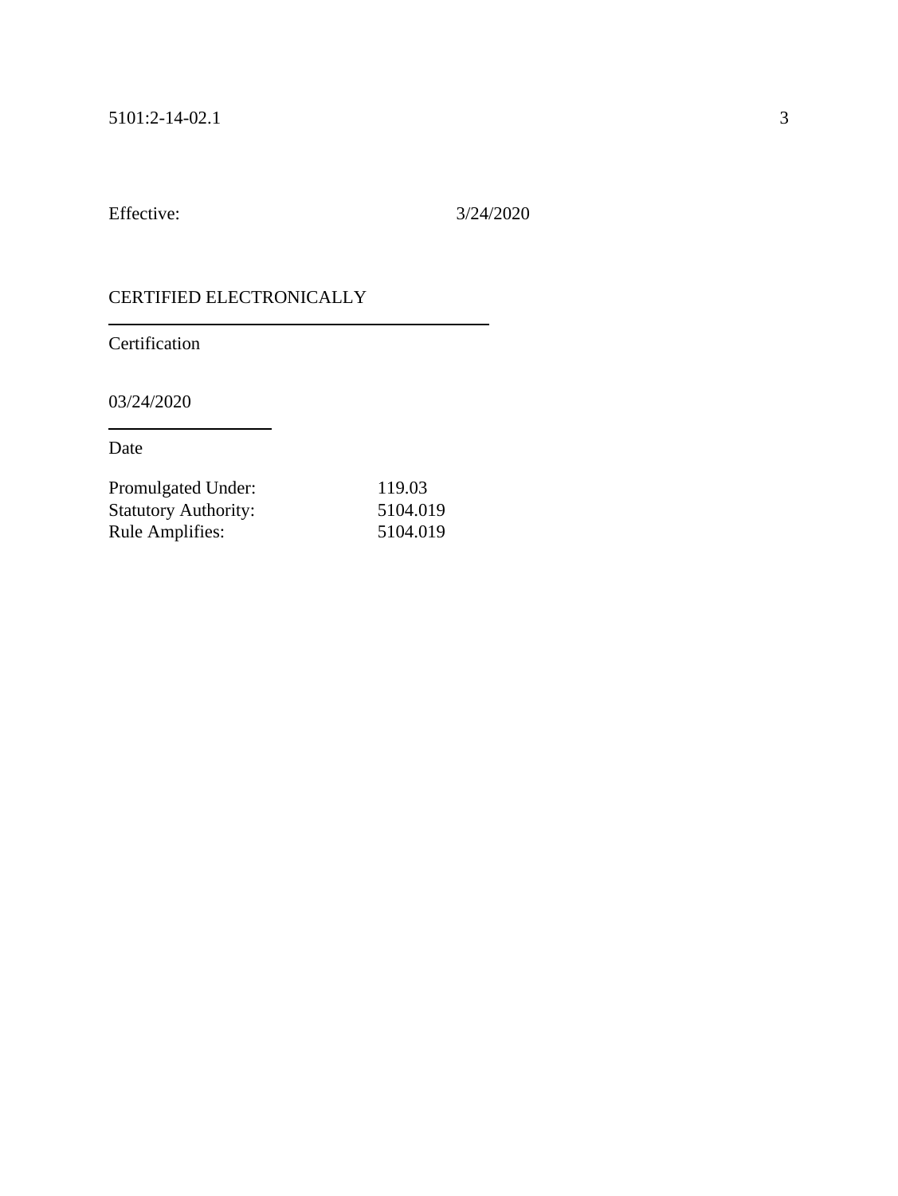Effective: 3/24/2020

CERTIFIED ELECTRONICALLY

Certification

03/24/2020

Date

| | |
|---|---|
| Promulgated Under: | 119.03 |
| Statutory Authority: | 5104.019 |
| Rule Amplifies: | 5104.019 |